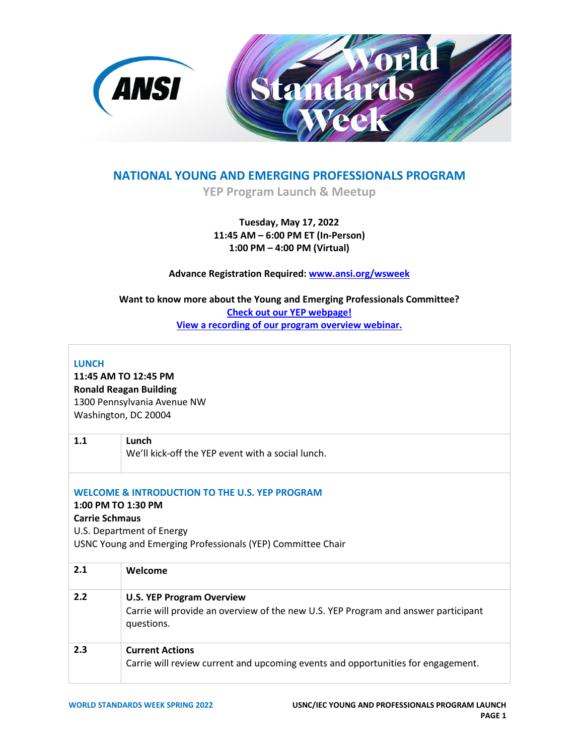# NATIONAL YOUNG AND EMERGING PROFESSIONALS PROGRAM

## YEP Program Launch & Meetup

**Tuesday, May 17, 2022**
**11:45 AM – 6:00 PM ET (In-Person)**
**1:00 PM – 4:00 PM (Virtual)**

**Advance Registration Required: [www.ansi.org/wsweek](www.ansi.org/wsweek)**

**Want to know more about the Young and Emerging Professionals Committee?**
**Check out our YEP webpage!**
**View a recording of our program overview webinar.**

### LUNCH

**11:45 AM TO 12:45 PM**
**Ronald Reagan Building**
1300 Pennsylvania Avenue NW
Washington, DC 20004

| | |
|---|---|
| **1.1** | **Lunch**<br>We'll kick-off the YEP event with a social lunch. |

### WELCOME & INTRODUCTION TO THE U.S. YEP PROGRAM

**1:00 PM TO 1:30 PM**
**Carrie Schmaus**
U.S. Department of Energy
USNC Young and Emerging Professionals (YEP) Committee Chair

| | |
|---|---|
| **2.1** | **Welcome** |
| **2.2** | **U.S. YEP Program Overview**<br>Carrie will provide an overview of the new U.S. YEP Program and answer participant questions. |
| **2.3** | **Current Actions**<br>Carrie will review current and upcoming events and opportunities for engagement. |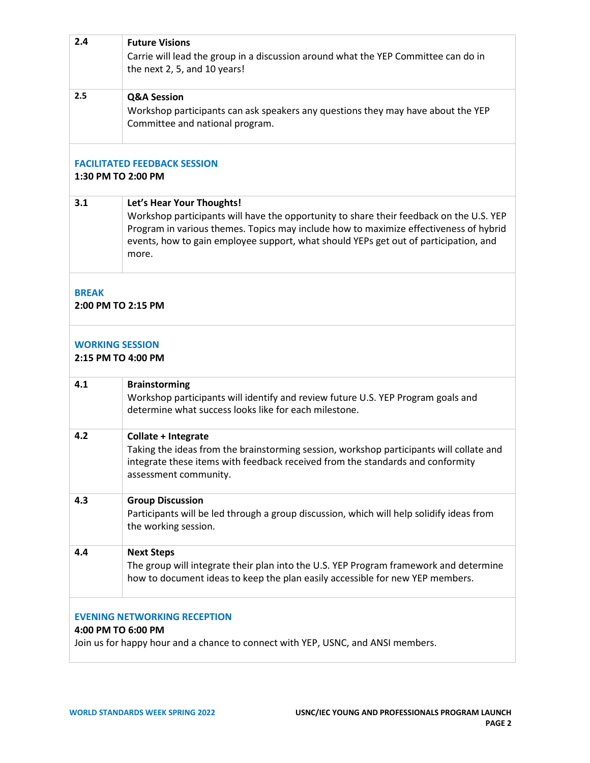| | |
|---|---|
| **2.4** | **Future Visions**<br>Carrie will lead the group in a discussion around what the YEP Committee can do in the next 2, 5, and 10 years! |
| **2.5** | **Q&A Session**<br>Workshop participants can ask speakers any questions they may have about the YEP Committee and national program. |

## FACILITATED FEEDBACK SESSION

**1:30 PM TO 2:00 PM**

| | |
|---|---|
| **3.1** | **Let's Hear Your Thoughts!**<br>Workshop participants will have the opportunity to share their feedback on the U.S. YEP Program in various themes. Topics may include how to maximize effectiveness of hybrid events, how to gain employee support, what should YEPs get out of participation, and more. |

## BREAK

**2:00 PM TO 2:15 PM**

## WORKING SESSION

**2:15 PM TO 4:00 PM**

| | |
|---|---|
| **4.1** | **Brainstorming**<br>Workshop participants will identify and review future U.S. YEP Program goals and determine what success looks like for each milestone. |
| **4.2** | **Collate + Integrate**<br>Taking the ideas from the brainstorming session, workshop participants will collate and integrate these items with feedback received from the standards and conformity assessment community. |
| **4.3** | **Group Discussion**<br>Participants will be led through a group discussion, which will help solidify ideas from the working session. |
| **4.4** | **Next Steps**<br>The group will integrate their plan into the U.S. YEP Program framework and determine how to document ideas to keep the plan easily accessible for new YEP members. |

## EVENING NETWORKING RECEPTION

**4:00 PM TO 6:00 PM**

Join us for happy hour and a chance to connect with YEP, USNC, and ANSI members.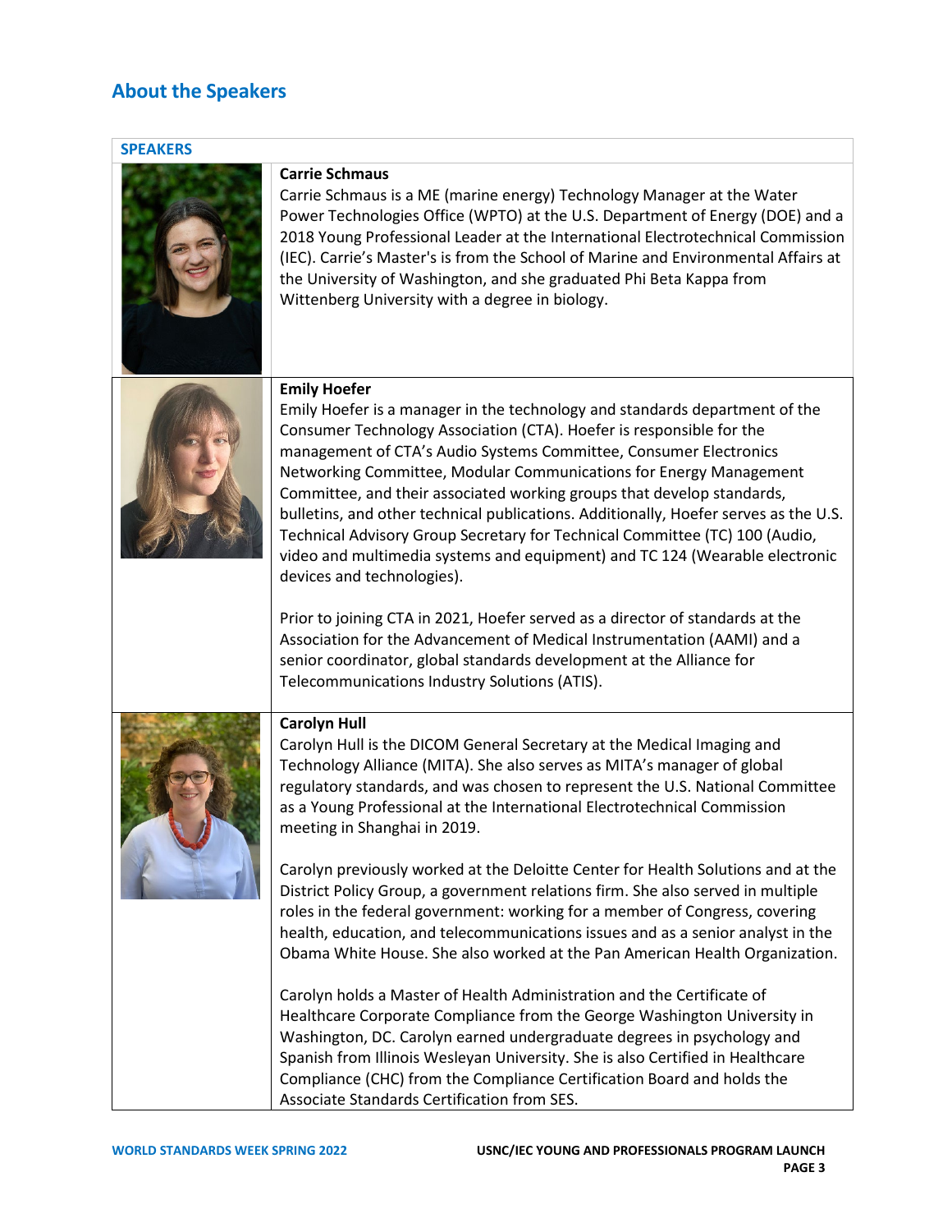## About the Speakers

### SPEAKERS

**Carrie Schmaus**

Carrie Schmaus is a ME (marine energy) Technology Manager at the Water Power Technologies Office (WPTO) at the U.S. Department of Energy (DOE) and a 2018 Young Professional Leader at the International Electrotechnical Commission (IEC). Carrie's Master's is from the School of Marine and Environmental Affairs at the University of Washington, and she graduated Phi Beta Kappa from Wittenberg University with a degree in biology.

**Emily Hoefer**

Emily Hoefer is a manager in the technology and standards department of the Consumer Technology Association (CTA). Hoefer is responsible for the management of CTA's Audio Systems Committee, Consumer Electronics Networking Committee, Modular Communications for Energy Management Committee, and their associated working groups that develop standards, bulletins, and other technical publications. Additionally, Hoefer serves as the U.S. Technical Advisory Group Secretary for Technical Committee (TC) 100 (Audio, video and multimedia systems and equipment) and TC 124 (Wearable electronic devices and technologies).

Prior to joining CTA in 2021, Hoefer served as a director of standards at the Association for the Advancement of Medical Instrumentation (AAMI) and a senior coordinator, global standards development at the Alliance for Telecommunications Industry Solutions (ATIS).

**Carolyn Hull**

Carolyn Hull is the DICOM General Secretary at the Medical Imaging and Technology Alliance (MITA). She also serves as MITA's manager of global regulatory standards, and was chosen to represent the U.S. National Committee as a Young Professional at the International Electrotechnical Commission meeting in Shanghai in 2019.

Carolyn previously worked at the Deloitte Center for Health Solutions and at the District Policy Group, a government relations firm. She also served in multiple roles in the federal government: working for a member of Congress, covering health, education, and telecommunications issues and as a senior analyst in the Obama White House. She also worked at the Pan American Health Organization.

Carolyn holds a Master of Health Administration and the Certificate of Healthcare Corporate Compliance from the George Washington University in Washington, DC. Carolyn earned undergraduate degrees in psychology and Spanish from Illinois Wesleyan University. She is also Certified in Healthcare Compliance (CHC) from the Compliance Certification Board and holds the Associate Standards Certification from SES.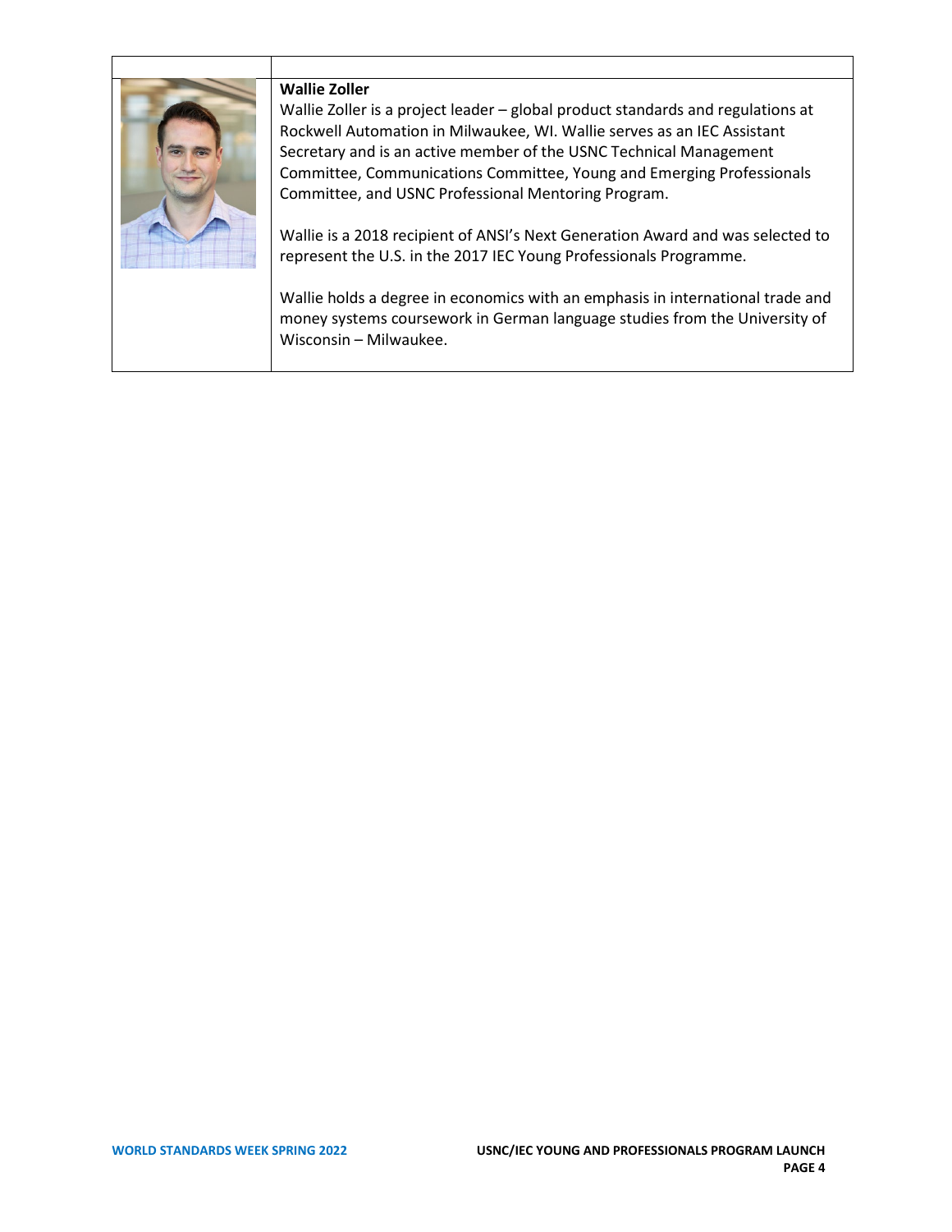**Wallie Zoller**

Wallie Zoller is a project leader – global product standards and regulations at Rockwell Automation in Milwaukee, WI. Wallie serves as an IEC Assistant Secretary and is an active member of the USNC Technical Management Committee, Communications Committee, Young and Emerging Professionals Committee, and USNC Professional Mentoring Program.

Wallie is a 2018 recipient of ANSI's Next Generation Award and was selected to represent the U.S. in the 2017 IEC Young Professionals Programme.

Wallie holds a degree in economics with an emphasis in international trade and money systems coursework in German language studies from the University of Wisconsin – Milwaukee.